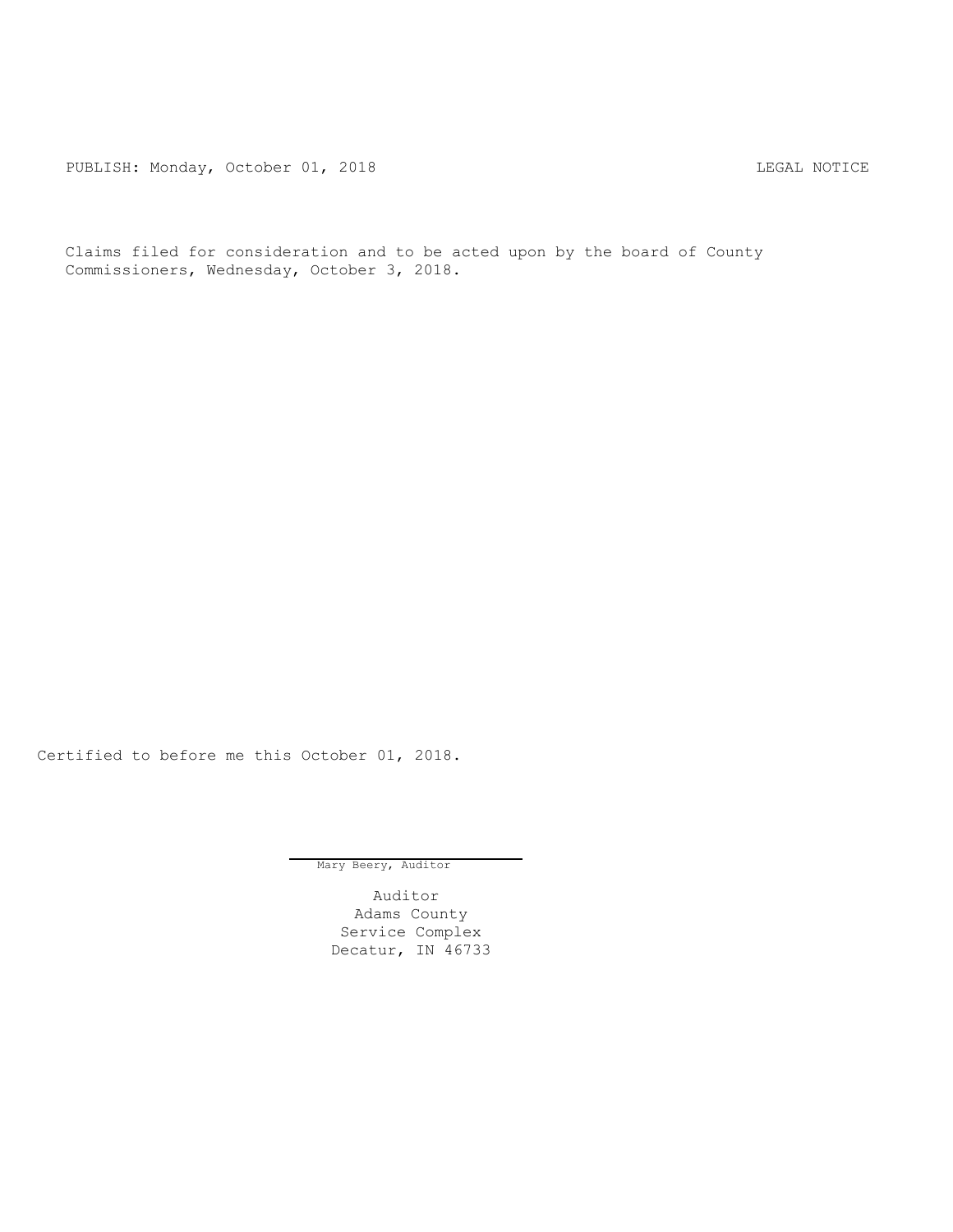PUBLISH: Monday, October 01, 2018 LEGAL NOTICE

Claims filed for consideration and to be acted upon by the board of County Commissioners, Wednesday, October 3, 2018.

Certified to before me this October 01, 2018.

Mary Beery, Auditor

Auditor
Adams County
Service Complex
Decatur, IN 46733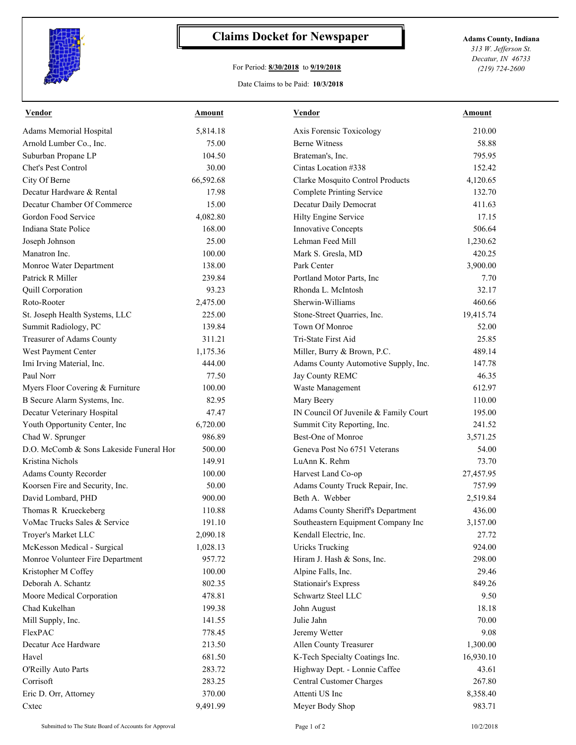# Claims Docket for Newspaper

**Adams County, Indiana**
*313 W. Jefferson St.*
*Decatur, IN 46733*
*(219) 724-2600*

For Period: **8/30/2018** to **9/19/2018**

Date Claims to be Paid: **10/3/2018**

| Vendor | Amount | Vendor | Amount |
|---|---|---|---|
| Adams Memorial Hospital | 5,814.18 | Axis Forensic Toxicology | 210.00 |
| Arnold Lumber Co., Inc. | 75.00 | Berne Witness | 58.88 |
| Suburban Propane LP | 104.50 | Brateman's, Inc. | 795.95 |
| Chet's Pest Control | 30.00 | Cintas Location #338 | 152.42 |
| City Of Berne | 66,592.68 | Clarke Mosquito Control Products | 4,120.65 |
| Decatur Hardware & Rental | 17.98 | Complete Printing Service | 132.70 |
| Decatur Chamber Of Commerce | 15.00 | Decatur Daily Democrat | 411.63 |
| Gordon Food Service | 4,082.80 | Hilty Engine Service | 17.15 |
| Indiana State Police | 168.00 | Innovative Concepts | 506.64 |
| Joseph Johnson | 25.00 | Lehman Feed Mill | 1,230.62 |
| Manatron Inc. | 100.00 | Mark S. Gresla, MD | 420.25 |
| Monroe Water Department | 138.00 | Park Center | 3,900.00 |
| Patrick R Miller | 239.84 | Portland Motor Parts, Inc | 7.70 |
| Quill Corporation | 93.23 | Rhonda L. McIntosh | 32.17 |
| Roto-Rooter | 2,475.00 | Sherwin-Williams | 460.66 |
| St. Joseph Health Systems, LLC | 225.00 | Stone-Street Quarries, Inc. | 19,415.74 |
| Summit Radiology, PC | 139.84 | Town Of Monroe | 52.00 |
| Treasurer of Adams County | 311.21 | Tri-State First Aid | 25.85 |
| West Payment Center | 1,175.36 | Miller, Burry & Brown, P.C. | 489.14 |
| Imi Irving Material, Inc. | 444.00 | Adams County Automotive Supply, Inc. | 147.78 |
| Paul Norr | 77.50 | Jay County REMC | 46.35 |
| Myers Floor Covering & Furniture | 100.00 | Waste Management | 612.97 |
| B Secure Alarm Systems, Inc. | 82.95 | Mary Beery | 110.00 |
| Decatur Veterinary Hospital | 47.47 | IN Council Of Juvenile & Family Court | 195.00 |
| Youth Opportunity Center, Inc | 6,720.00 | Summit City Reporting, Inc. | 241.52 |
| Chad W. Sprunger | 986.89 | Best-One of Monroe | 3,571.25 |
| D.O. McComb & Sons Lakeside Funeral Hor | 500.00 | Geneva Post No 6751 Veterans | 54.00 |
| Kristina Nichols | 149.91 | LuAnn K. Rehm | 73.70 |
| Adams County Recorder | 100.00 | Harvest Land Co-op | 27,457.95 |
| Koorsen Fire and Security, Inc. | 50.00 | Adams County Truck Repair, Inc. | 757.99 |
| David Lombard, PHD | 900.00 | Beth A. Webber | 2,519.84 |
| Thomas R Krueckeberg | 110.88 | Adams County Sheriff's Department | 436.00 |
| VoMac Trucks Sales & Service | 191.10 | Southeastern Equipment Company Inc | 3,157.00 |
| Troyer's Market LLC | 2,090.18 | Kendall Electric, Inc. | 27.72 |
| McKesson Medical - Surgical | 1,028.13 | Uricks Trucking | 924.00 |
| Monroe Volunteer Fire Department | 957.72 | Hiram J. Hash & Sons, Inc. | 298.00 |
| Kristopher M Coffey | 100.00 | Alpine Falls, Inc. | 29.46 |
| Deborah A. Schantz | 802.35 | Stationair's Express | 849.26 |
| Moore Medical Corporation | 478.81 | Schwartz Steel LLC | 9.50 |
| Chad Kukelhan | 199.38 | John August | 18.18 |
| Mill Supply, Inc. | 141.55 | Julie Jahn | 70.00 |
| FlexPAC | 778.45 | Jeremy Wetter | 9.08 |
| Decatur Ace Hardware | 213.50 | Allen County Treasurer | 1,300.00 |
| Havel | 681.50 | K-Tech Specialty Coatings Inc. | 16,930.10 |
| O'Reilly Auto Parts | 283.72 | Highway Dept. - Lonnie Caffee | 43.61 |
| Corrisoft | 283.25 | Central Customer Charges | 267.80 |
| Eric D. Orr, Attorney | 370.00 | Attenti US Inc | 8,358.40 |
| Cxtec | 9,491.99 | Meyer Body Shop | 983.71 |

Submitted to The State Board of Accounts for Approval — 10/2/2018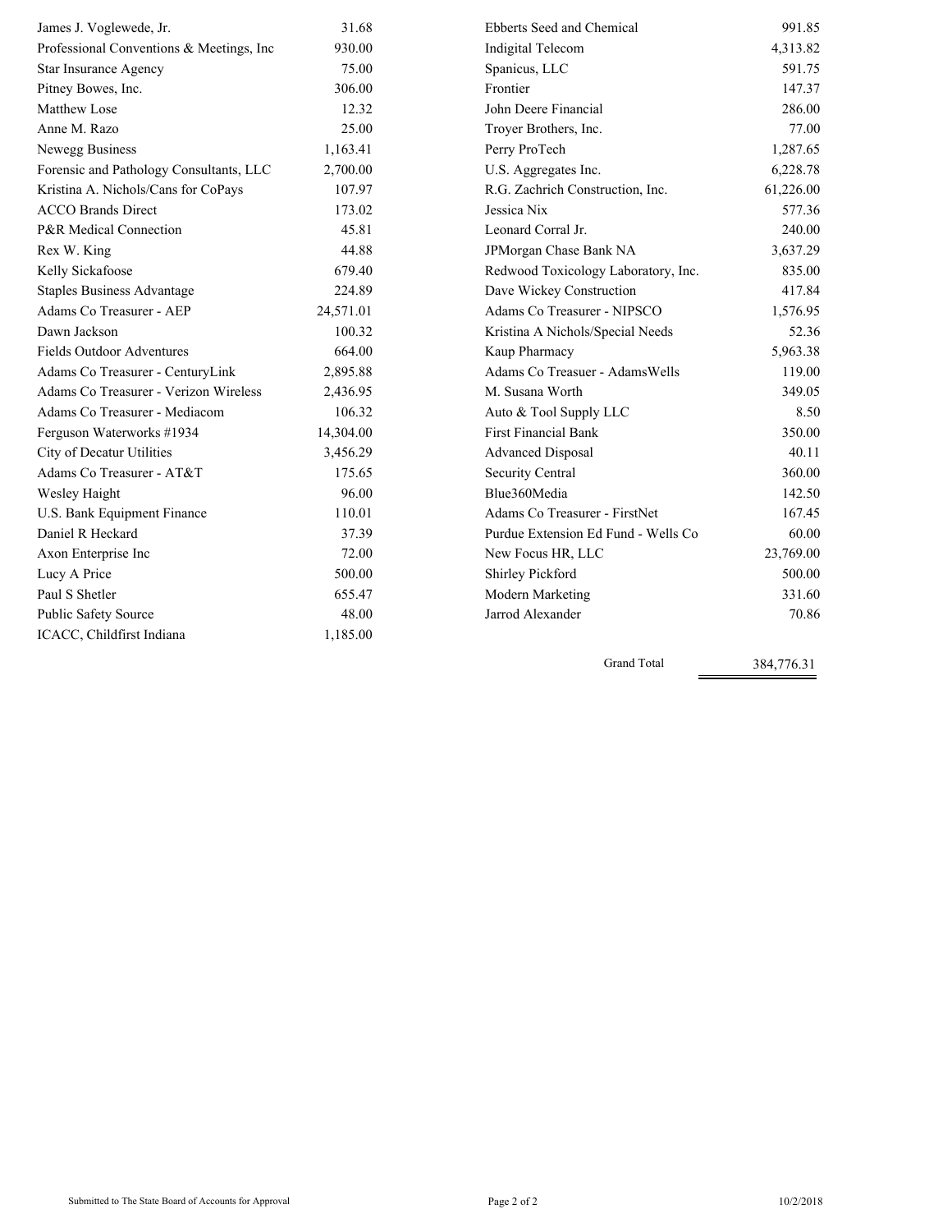| | | | |
|---|---|---|---|
| James J. Voglewede, Jr. | 31.68 | Ebberts Seed and Chemical | 991.85 |
| Professional Conventions & Meetings, Inc | 930.00 | Indigital Telecom | 4,313.82 |
| Star Insurance Agency | 75.00 | Spanicus, LLC | 591.75 |
| Pitney Bowes, Inc. | 306.00 | Frontier | 147.37 |
| Matthew Lose | 12.32 | John Deere Financial | 286.00 |
| Anne M. Razo | 25.00 | Troyer Brothers, Inc. | 77.00 |
| Newegg Business | 1,163.41 | Perry ProTech | 1,287.65 |
| Forensic and Pathology Consultants, LLC | 2,700.00 | U.S. Aggregates Inc. | 6,228.78 |
| Kristina A. Nichols/Cans for CoPays | 107.97 | R.G. Zachrich Construction, Inc. | 61,226.00 |
| ACCO Brands Direct | 173.02 | Jessica Nix | 577.36 |
| P&R Medical Connection | 45.81 | Leonard Corral Jr. | 240.00 |
| Rex W. King | 44.88 | JPMorgan Chase Bank NA | 3,637.29 |
| Kelly Sickafoose | 679.40 | Redwood Toxicology Laboratory, Inc. | 835.00 |
| Staples Business Advantage | 224.89 | Dave Wickey Construction | 417.84 |
| Adams Co Treasurer - AEP | 24,571.01 | Adams Co Treasurer - NIPSCO | 1,576.95 |
| Dawn Jackson | 100.32 | Kristina A Nichols/Special Needs | 52.36 |
| Fields Outdoor Adventures | 664.00 | Kaup Pharmacy | 5,963.38 |
| Adams Co Treasurer - CenturyLink | 2,895.88 | Adams Co Treasuer - AdamsWells | 119.00 |
| Adams Co Treasurer - Verizon Wireless | 2,436.95 | M. Susana Worth | 349.05 |
| Adams Co Treasurer - Mediacom | 106.32 | Auto & Tool Supply LLC | 8.50 |
| Ferguson Waterworks #1934 | 14,304.00 | First Financial Bank | 350.00 |
| City of Decatur Utilities | 3,456.29 | Advanced Disposal | 40.11 |
| Adams Co Treasurer - AT&T | 175.65 | Security Central | 360.00 |
| Wesley Haight | 96.00 | Blue360Media | 142.50 |
| U.S. Bank Equipment Finance | 110.01 | Adams Co Treasurer - FirstNet | 167.45 |
| Daniel R Heckard | 37.39 | Purdue Extension Ed Fund - Wells Co | 60.00 |
| Axon Enterprise Inc | 72.00 | New Focus HR, LLC | 23,769.00 |
| Lucy A Price | 500.00 | Shirley Pickford | 500.00 |
| Paul S Shetler | 655.47 | Modern Marketing | 331.60 |
| Public Safety Source | 48.00 | Jarrod Alexander | 70.86 |
| ICACC, Childfirst Indiana | 1,185.00 | | |
| | | **Grand Total** | **384,776.31** |

Submitted to The State Board of Accounts for Approval

10/2/2018